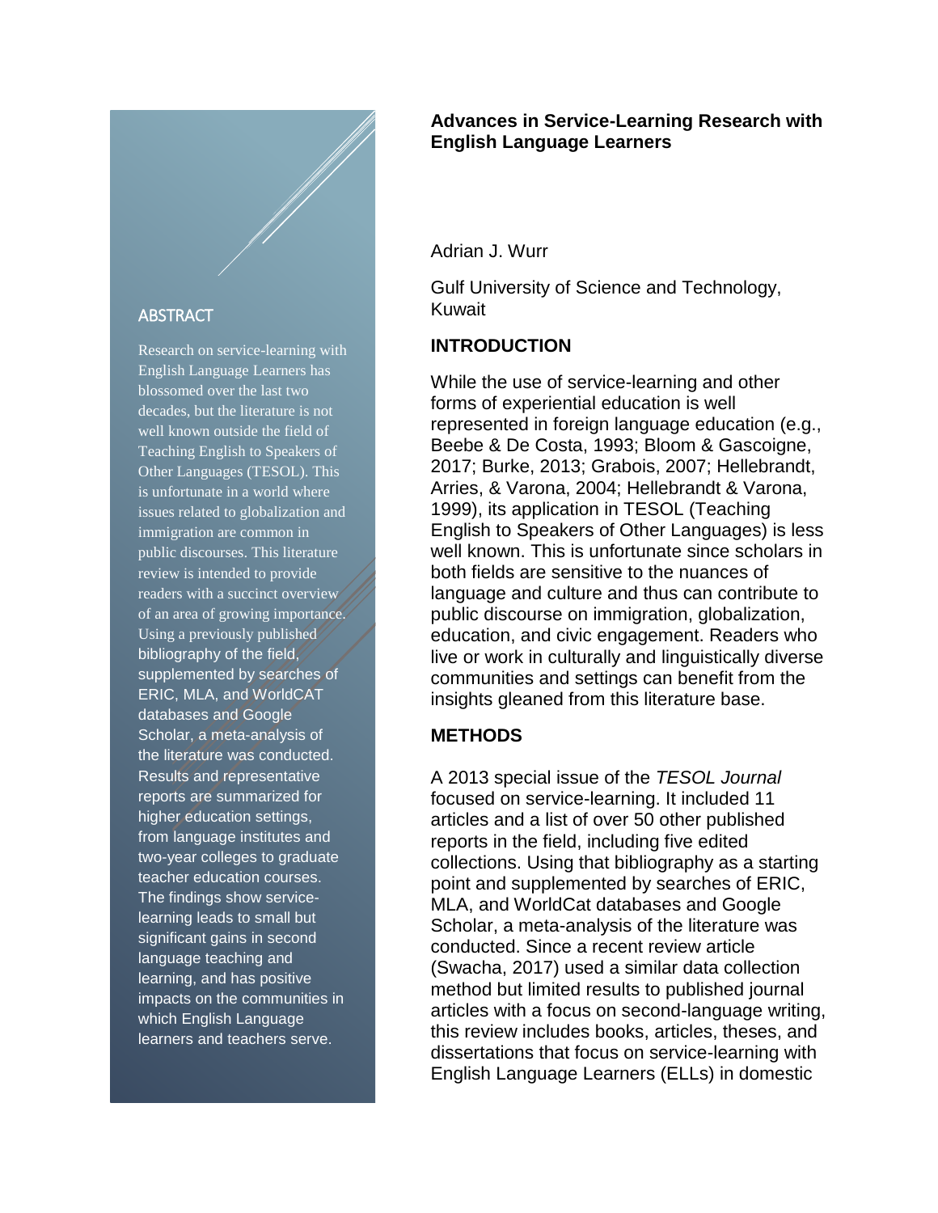# Advances in Service-Learning Research with English Language Learners

Adrian J. Wurr

Gulf University of Science and Technology, Kuwait

## ABSTRACT

Research on service-learning with English Language Learners has blossomed over the last two decades, but the literature is not well known outside the field of Teaching English to Speakers of Other Languages (TESOL). This is unfortunate in a world where issues related to globalization and immigration are common in public discourses. This literature review is intended to provide readers with a succinct overview of an area of growing importance. Using a previously published bibliography of the field, supplemented by searches of ERIC, MLA, and WorldCAT databases and Google Scholar, a meta-analysis of the literature was conducted. Results and representative reports are summarized for higher education settings, from language institutes and two-year colleges to graduate teacher education courses. The findings show service-learning leads to small but significant gains in second language teaching and learning, and has positive impacts on the communities in which English Language learners and teachers serve.

## INTRODUCTION

While the use of service-learning and other forms of experiential education is well represented in foreign language education (e.g., Beebe & De Costa, 1993; Bloom & Gascoigne, 2017; Burke, 2013; Grabois, 2007; Hellebrandt, Arries, & Varona, 2004; Hellebrandt & Varona, 1999), its application in TESOL (Teaching English to Speakers of Other Languages) is less well known. This is unfortunate since scholars in both fields are sensitive to the nuances of language and culture and thus can contribute to public discourse on immigration, globalization, education, and civic engagement. Readers who live or work in culturally and linguistically diverse communities and settings can benefit from the insights gleaned from this literature base.

## METHODS

A 2013 special issue of the *TESOL Journal* focused on service-learning. It included 11 articles and a list of over 50 other published reports in the field, including five edited collections. Using that bibliography as a starting point and supplemented by searches of ERIC, MLA, and WorldCat databases and Google Scholar, a meta-analysis of the literature was conducted. Since a recent review article (Swacha, 2017) used a similar data collection method but limited results to published journal articles with a focus on second-language writing, this review includes books, articles, theses, and dissertations that focus on service-learning with English Language Learners (ELLs) in domestic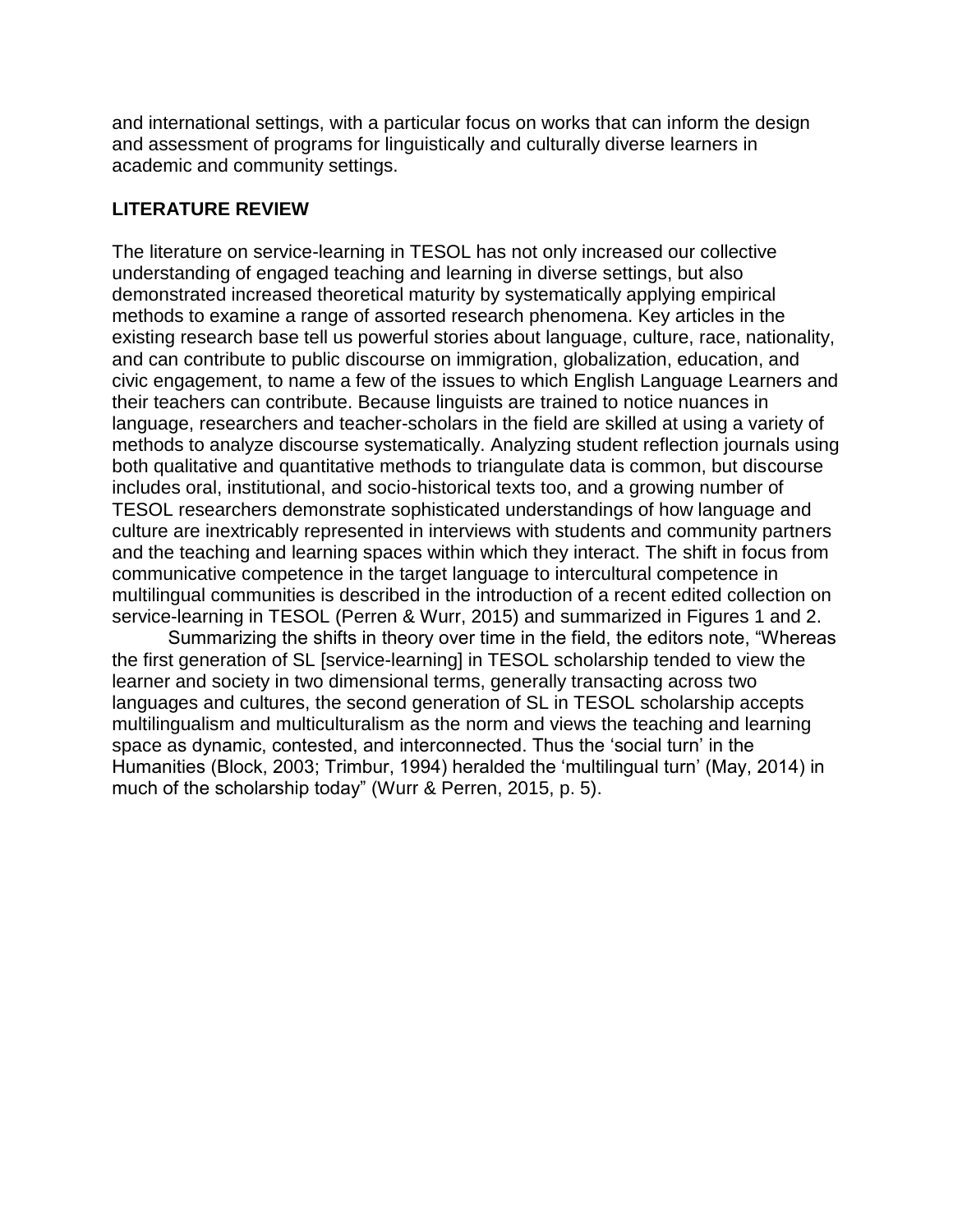and international settings, with a particular focus on works that can inform the design and assessment of programs for linguistically and culturally diverse learners in academic and community settings.

## LITERATURE REVIEW

The literature on service-learning in TESOL has not only increased our collective understanding of engaged teaching and learning in diverse settings, but also demonstrated increased theoretical maturity by systematically applying empirical methods to examine a range of assorted research phenomena. Key articles in the existing research base tell us powerful stories about language, culture, race, nationality, and can contribute to public discourse on immigration, globalization, education, and civic engagement, to name a few of the issues to which English Language Learners and their teachers can contribute. Because linguists are trained to notice nuances in language, researchers and teacher-scholars in the field are skilled at using a variety of methods to analyze discourse systematically. Analyzing student reflection journals using both qualitative and quantitative methods to triangulate data is common, but discourse includes oral, institutional, and socio-historical texts too, and a growing number of TESOL researchers demonstrate sophisticated understandings of how language and culture are inextricably represented in interviews with students and community partners and the teaching and learning spaces within which they interact. The shift in focus from communicative competence in the target language to intercultural competence in multilingual communities is described in the introduction of a recent edited collection on service-learning in TESOL (Perren & Wurr, 2015) and summarized in Figures 1 and 2.

Summarizing the shifts in theory over time in the field, the editors note, "Whereas the first generation of SL [service-learning] in TESOL scholarship tended to view the learner and society in two dimensional terms, generally transacting across two languages and cultures, the second generation of SL in TESOL scholarship accepts multilingualism and multiculturalism as the norm and views the teaching and learning space as dynamic, contested, and interconnected. Thus the 'social turn' in the Humanities (Block, 2003; Trimbur, 1994) heralded the 'multilingual turn' (May, 2014) in much of the scholarship today" (Wurr & Perren, 2015, p. 5).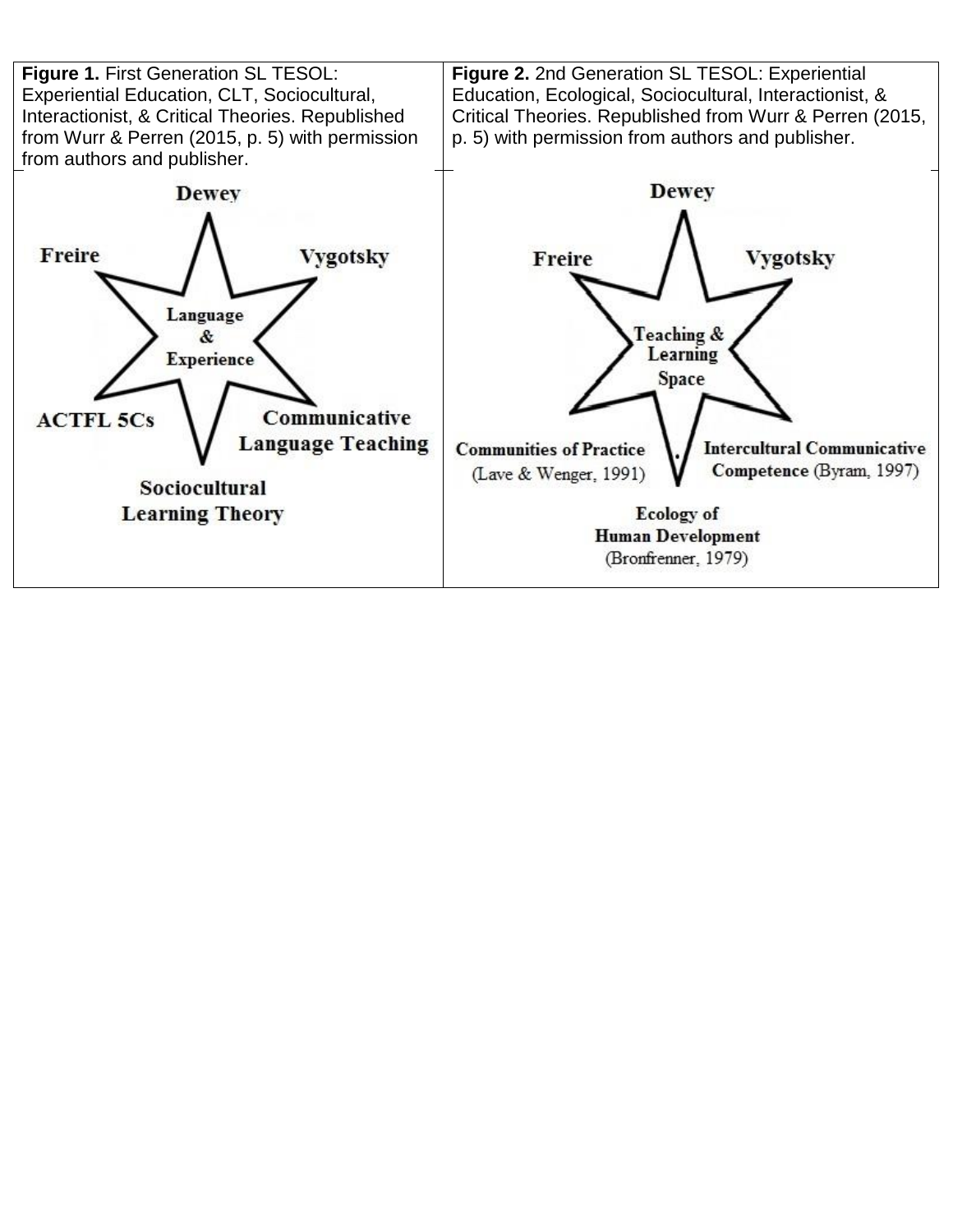| **Figure 1.** First Generation SL TESOL: Experiential Education, CLT, Sociocultural, Interactionist, & Critical Theories. Republished from Wurr & Perren (2015, p. 5) with permission from authors and publisher. | **Figure 2.** 2nd Generation SL TESOL: Experiential Education, Ecological, Sociocultural, Interactionist, & Critical Theories. Republished from Wurr & Perren (2015, p. 5) with permission from authors and publisher. |
| --- | --- |
| Dewey; Vygotsky; Communicative Language Teaching; Sociocultural Learning Theory; ACTFL 5Cs; Freire; Language & Experience | Dewey; Vygotsky; Intercultural Communicative Competence (Byram, 1997); Ecology of Human Development (Bronfrenner, 1979); Communities of Practice (Lave & Wenger, 1991); Freire; Teaching & Learning Space |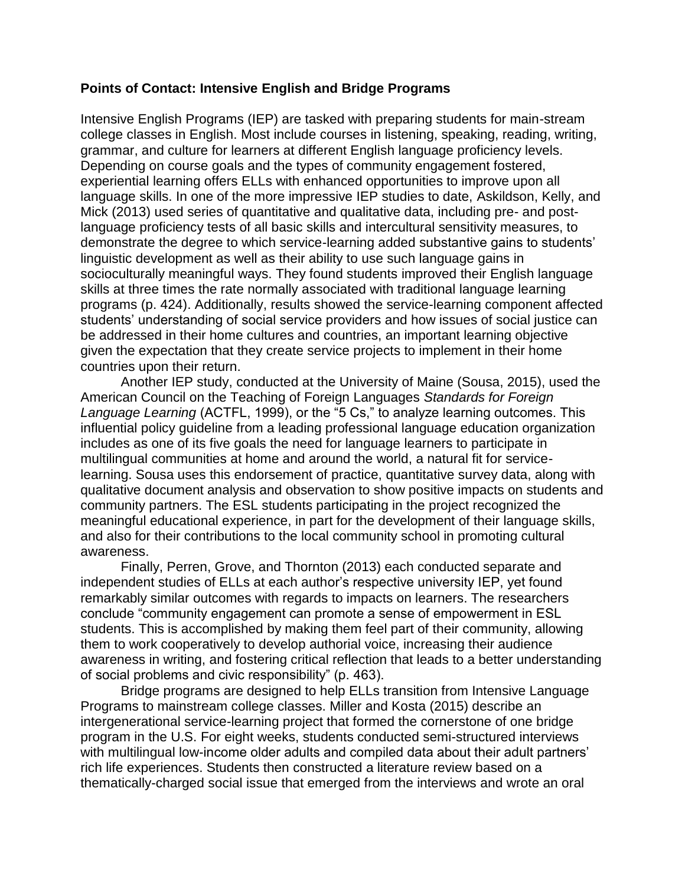**Points of Contact: Intensive English and Bridge Programs**

Intensive English Programs (IEP) are tasked with preparing students for main-stream college classes in English. Most include courses in listening, speaking, reading, writing, grammar, and culture for learners at different English language proficiency levels. Depending on course goals and the types of community engagement fostered, experiential learning offers ELLs with enhanced opportunities to improve upon all language skills. In one of the more impressive IEP studies to date, Askildson, Kelly, and Mick (2013) used series of quantitative and qualitative data, including pre- and post-language proficiency tests of all basic skills and intercultural sensitivity measures, to demonstrate the degree to which service-learning added substantive gains to students' linguistic development as well as their ability to use such language gains in socioculturally meaningful ways. They found students improved their English language skills at three times the rate normally associated with traditional language learning programs (p. 424). Additionally, results showed the service-learning component affected students' understanding of social service providers and how issues of social justice can be addressed in their home cultures and countries, an important learning objective given the expectation that they create service projects to implement in their home countries upon their return.

Another IEP study, conducted at the University of Maine (Sousa, 2015), used the American Council on the Teaching of Foreign Languages *Standards for Foreign Language Learning* (ACTFL, 1999), or the "5 Cs," to analyze learning outcomes. This influential policy guideline from a leading professional language education organization includes as one of its five goals the need for language learners to participate in multilingual communities at home and around the world, a natural fit for service-learning. Sousa uses this endorsement of practice, quantitative survey data, along with qualitative document analysis and observation to show positive impacts on students and community partners. The ESL students participating in the project recognized the meaningful educational experience, in part for the development of their language skills, and also for their contributions to the local community school in promoting cultural awareness.

Finally, Perren, Grove, and Thornton (2013) each conducted separate and independent studies of ELLs at each author's respective university IEP, yet found remarkably similar outcomes with regards to impacts on learners. The researchers conclude "community engagement can promote a sense of empowerment in ESL students. This is accomplished by making them feel part of their community, allowing them to work cooperatively to develop authorial voice, increasing their audience awareness in writing, and fostering critical reflection that leads to a better understanding of social problems and civic responsibility" (p. 463).

Bridge programs are designed to help ELLs transition from Intensive Language Programs to mainstream college classes. Miller and Kosta (2015) describe an intergenerational service-learning project that formed the cornerstone of one bridge program in the U.S. For eight weeks, students conducted semi-structured interviews with multilingual low-income older adults and compiled data about their adult partners' rich life experiences. Students then constructed a literature review based on a thematically-charged social issue that emerged from the interviews and wrote an oral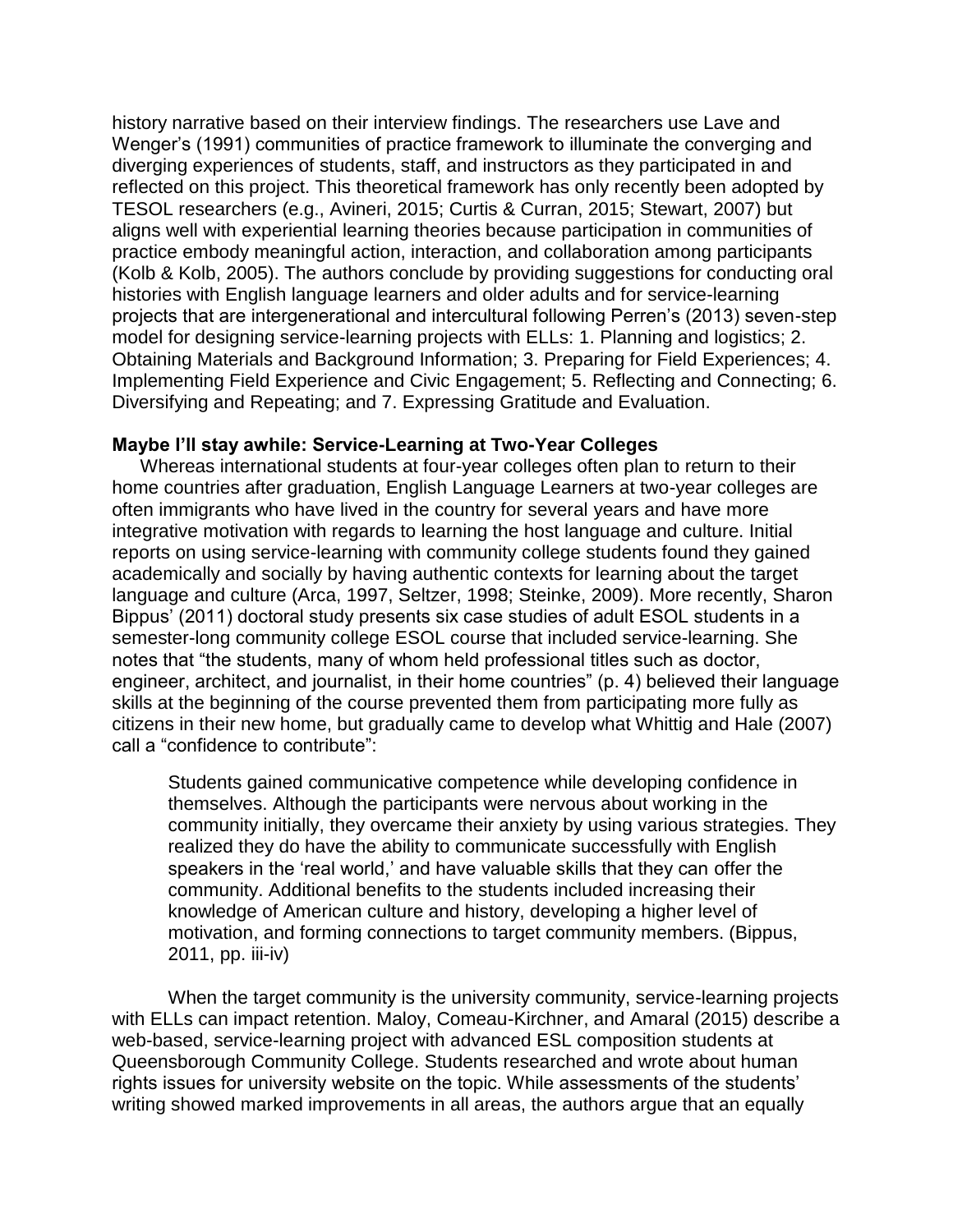history narrative based on their interview findings. The researchers use Lave and Wenger's (1991) communities of practice framework to illuminate the converging and diverging experiences of students, staff, and instructors as they participated in and reflected on this project. This theoretical framework has only recently been adopted by TESOL researchers (e.g., Avineri, 2015; Curtis & Curran, 2015; Stewart, 2007) but aligns well with experiential learning theories because participation in communities of practice embody meaningful action, interaction, and collaboration among participants (Kolb & Kolb, 2005). The authors conclude by providing suggestions for conducting oral histories with English language learners and older adults and for service-learning projects that are intergenerational and intercultural following Perren's (2013) seven-step model for designing service-learning projects with ELLs: 1. Planning and logistics; 2. Obtaining Materials and Background Information; 3. Preparing for Field Experiences; 4. Implementing Field Experience and Civic Engagement; 5. Reflecting and Connecting; 6. Diversifying and Repeating; and 7. Expressing Gratitude and Evaluation.

**Maybe I'll stay awhile: Service-Learning at Two-Year Colleges**

Whereas international students at four-year colleges often plan to return to their home countries after graduation, English Language Learners at two-year colleges are often immigrants who have lived in the country for several years and have more integrative motivation with regards to learning the host language and culture. Initial reports on using service-learning with community college students found they gained academically and socially by having authentic contexts for learning about the target language and culture (Arca, 1997, Seltzer, 1998; Steinke, 2009). More recently, Sharon Bippus' (2011) doctoral study presents six case studies of adult ESOL students in a semester-long community college ESOL course that included service-learning. She notes that "the students, many of whom held professional titles such as doctor, engineer, architect, and journalist, in their home countries" (p. 4) believed their language skills at the beginning of the course prevented them from participating more fully as citizens in their new home, but gradually came to develop what Whittig and Hale (2007) call a "confidence to contribute":

> Students gained communicative competence while developing confidence in themselves. Although the participants were nervous about working in the community initially, they overcame their anxiety by using various strategies. They realized they do have the ability to communicate successfully with English speakers in the 'real world,' and have valuable skills that they can offer the community. Additional benefits to the students included increasing their knowledge of American culture and history, developing a higher level of motivation, and forming connections to target community members. (Bippus, 2011, pp. iii-iv)

When the target community is the university community, service-learning projects with ELLs can impact retention. Maloy, Comeau-Kirchner, and Amaral (2015) describe a web-based, service-learning project with advanced ESL composition students at Queensborough Community College. Students researched and wrote about human rights issues for university website on the topic. While assessments of the students' writing showed marked improvements in all areas, the authors argue that an equally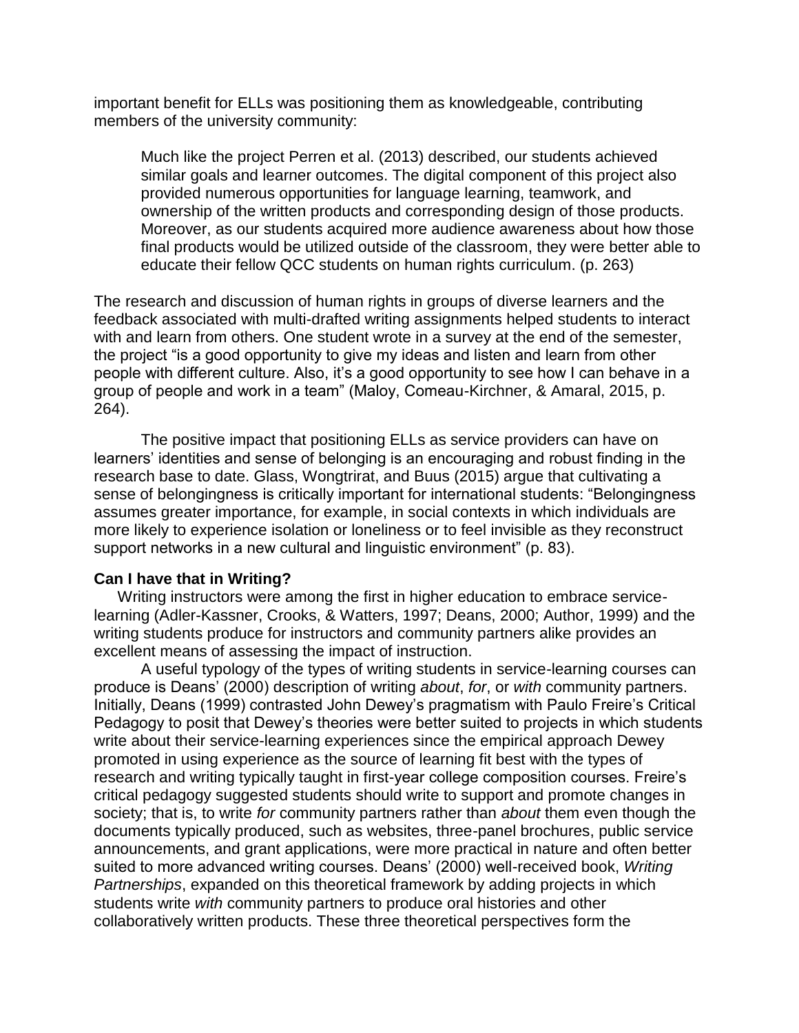important benefit for ELLs was positioning them as knowledgeable, contributing members of the university community:

> Much like the project Perren et al. (2013) described, our students achieved similar goals and learner outcomes. The digital component of this project also provided numerous opportunities for language learning, teamwork, and ownership of the written products and corresponding design of those products. Moreover, as our students acquired more audience awareness about how those final products would be utilized outside of the classroom, they were better able to educate their fellow QCC students on human rights curriculum. (p. 263)

The research and discussion of human rights in groups of diverse learners and the feedback associated with multi-drafted writing assignments helped students to interact with and learn from others. One student wrote in a survey at the end of the semester, the project "is a good opportunity to give my ideas and listen and learn from other people with different culture. Also, it's a good opportunity to see how I can behave in a group of people and work in a team" (Maloy, Comeau-Kirchner, & Amaral, 2015, p. 264).

The positive impact that positioning ELLs as service providers can have on learners' identities and sense of belonging is an encouraging and robust finding in the research base to date. Glass, Wongtrirat, and Buus (2015) argue that cultivating a sense of belongingness is critically important for international students: "Belongingness assumes greater importance, for example, in social contexts in which individuals are more likely to experience isolation or loneliness or to feel invisible as they reconstruct support networks in a new cultural and linguistic environment" (p. 83).

**Can I have that in Writing?**

Writing instructors were among the first in higher education to embrace service-learning (Adler-Kassner, Crooks, & Watters, 1997; Deans, 2000; Author, 1999) and the writing students produce for instructors and community partners alike provides an excellent means of assessing the impact of instruction.

A useful typology of the types of writing students in service-learning courses can produce is Deans' (2000) description of writing *about*, *for*, or *with* community partners. Initially, Deans (1999) contrasted John Dewey's pragmatism with Paulo Freire's Critical Pedagogy to posit that Dewey's theories were better suited to projects in which students write about their service-learning experiences since the empirical approach Dewey promoted in using experience as the source of learning fit best with the types of research and writing typically taught in first-year college composition courses. Freire's critical pedagogy suggested students should write to support and promote changes in society; that is, to write *for* community partners rather than *about* them even though the documents typically produced, such as websites, three-panel brochures, public service announcements, and grant applications, were more practical in nature and often better suited to more advanced writing courses. Deans' (2000) well-received book, *Writing Partnerships*, expanded on this theoretical framework by adding projects in which students write *with* community partners to produce oral histories and other collaboratively written products. These three theoretical perspectives form the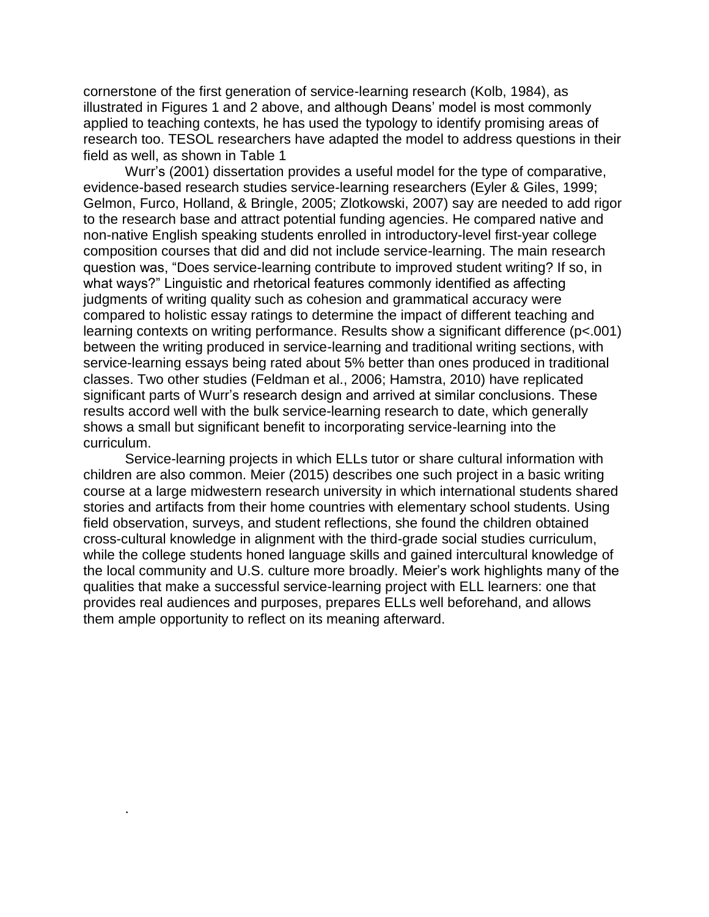cornerstone of the first generation of service-learning research (Kolb, 1984), as illustrated in Figures 1 and 2 above, and although Deans' model is most commonly applied to teaching contexts, he has used the typology to identify promising areas of research too. TESOL researchers have adapted the model to address questions in their field as well, as shown in Table 1

Wurr's (2001) dissertation provides a useful model for the type of comparative, evidence-based research studies service-learning researchers (Eyler & Giles, 1999; Gelmon, Furco, Holland, & Bringle, 2005; Zlotkowski, 2007) say are needed to add rigor to the research base and attract potential funding agencies. He compared native and non-native English speaking students enrolled in introductory-level first-year college composition courses that did and did not include service-learning. The main research question was, "Does service-learning contribute to improved student writing? If so, in what ways?" Linguistic and rhetorical features commonly identified as affecting judgments of writing quality such as cohesion and grammatical accuracy were compared to holistic essay ratings to determine the impact of different teaching and learning contexts on writing performance. Results show a significant difference ($p<.001$) between the writing produced in service-learning and traditional writing sections, with service-learning essays being rated about 5% better than ones produced in traditional classes. Two other studies (Feldman et al., 2006; Hamstra, 2010) have replicated significant parts of Wurr's research design and arrived at similar conclusions. These results accord well with the bulk service-learning research to date, which generally shows a small but significant benefit to incorporating service-learning into the curriculum.

Service-learning projects in which ELLs tutor or share cultural information with children are also common. Meier (2015) describes one such project in a basic writing course at a large midwestern research university in which international students shared stories and artifacts from their home countries with elementary school students. Using field observation, surveys, and student reflections, she found the children obtained cross-cultural knowledge in alignment with the third-grade social studies curriculum, while the college students honed language skills and gained intercultural knowledge of the local community and U.S. culture more broadly. Meier's work highlights many of the qualities that make a successful service-learning project with ELL learners: one that provides real audiences and purposes, prepares ELLs well beforehand, and allows them ample opportunity to reflect on its meaning afterward.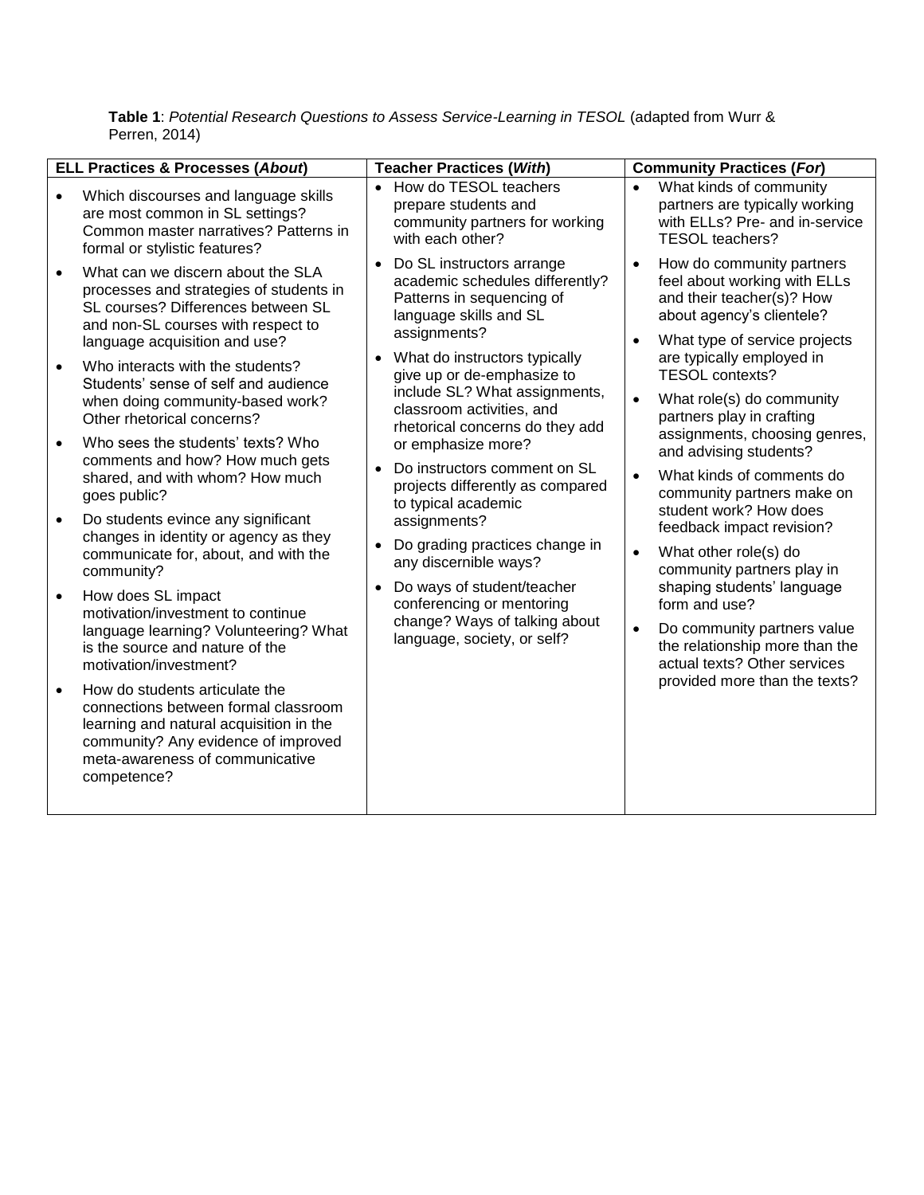**Table 1**: *Potential Research Questions to Assess Service-Learning in TESOL* (adapted from Wurr & Perren, 2014)

| ELL Practices & Processes (*About*) | Teacher Practices (*With*) | Community Practices (*For*) |
|---|---|---|
| • Which discourses and language skills are most common in SL settings? Common master narratives? Patterns in formal or stylistic features?<br>• What can we discern about the SLA processes and strategies of students in SL courses? Differences between SL and non-SL courses with respect to language acquisition and use?<br>• Who interacts with the students? Students' sense of self and audience when doing community-based work? Other rhetorical concerns?<br>• Who sees the students' texts? Who comments and how? How much gets shared, and with whom? How much goes public?<br>• Do students evince any significant changes in identity or agency as they communicate for, about, and with the community?<br>• How does SL impact motivation/investment to continue language learning? Volunteering? What is the source and nature of the motivation/investment?<br>• How do students articulate the connections between formal classroom learning and natural acquisition in the community? Any evidence of improved meta-awareness of communicative competence? | • How do TESOL teachers prepare students and community partners for working with each other?<br>• Do SL instructors arrange academic schedules differently? Patterns in sequencing of language skills and SL assignments?<br>• What do instructors typically give up or de-emphasize to include SL? What assignments, classroom activities, and rhetorical concerns do they add or emphasize more?<br>• Do instructors comment on SL projects differently as compared to typical academic assignments?<br>• Do grading practices change in any discernible ways?<br>• Do ways of student/teacher conferencing or mentoring change? Ways of talking about language, society, or self? | • What kinds of community partners are typically working with ELLs? Pre- and in-service TESOL teachers?<br>• How do community partners feel about working with ELLs and their teacher(s)? How about agency's clientele?<br>• What type of service projects are typically employed in TESOL contexts?<br>• What role(s) do community partners play in crafting assignments, choosing genres, and advising students?<br>• What kinds of comments do community partners make on student work? How does feedback impact revision?<br>• What other role(s) do community partners play in shaping students' language form and use?<br>• Do community partners value the relationship more than the actual texts? Other services provided more than the texts? |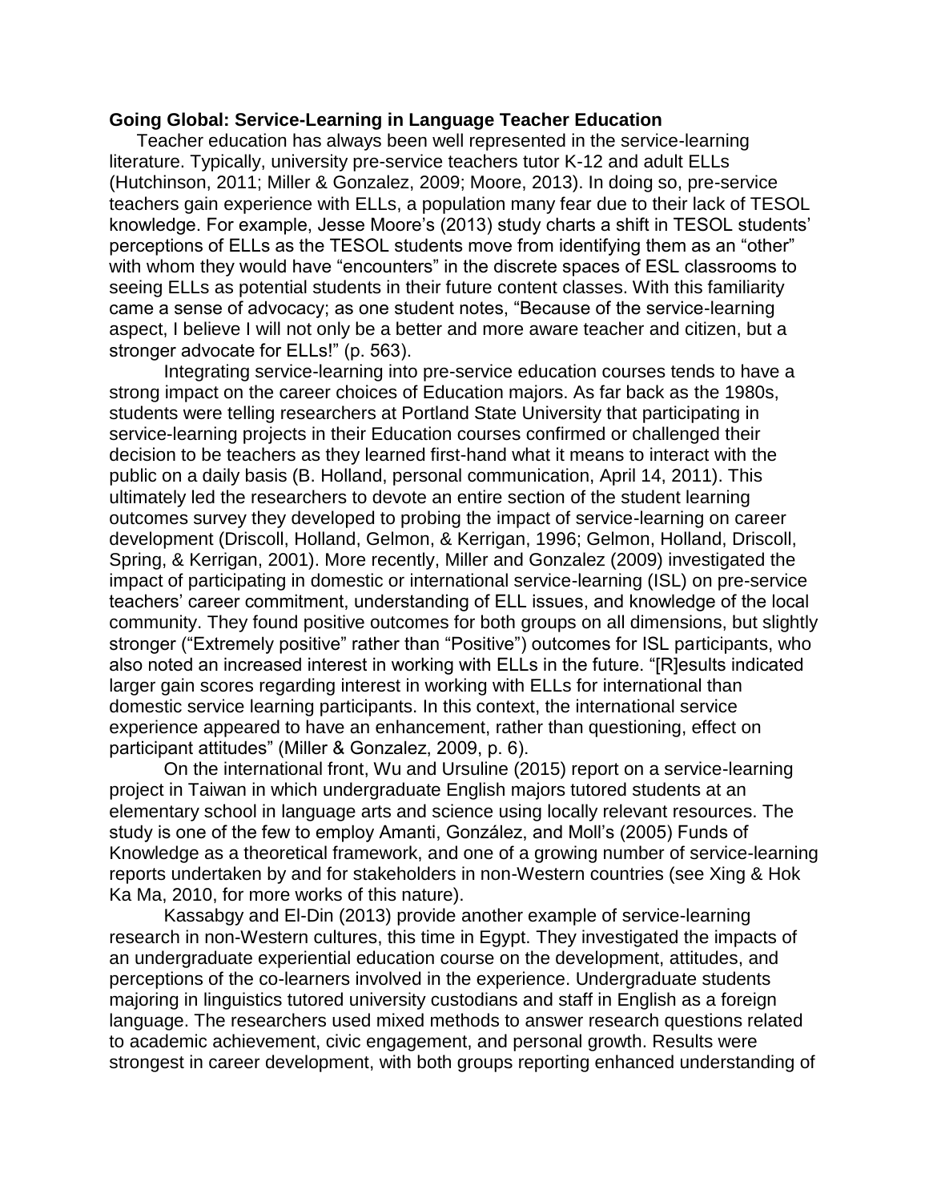**Going Global: Service-Learning in Language Teacher Education**

Teacher education has always been well represented in the service-learning literature. Typically, university pre-service teachers tutor K-12 and adult ELLs (Hutchinson, 2011; Miller & Gonzalez, 2009; Moore, 2013). In doing so, pre-service teachers gain experience with ELLs, a population many fear due to their lack of TESOL knowledge. For example, Jesse Moore's (2013) study charts a shift in TESOL students' perceptions of ELLs as the TESOL students move from identifying them as an "other" with whom they would have "encounters" in the discrete spaces of ESL classrooms to seeing ELLs as potential students in their future content classes. With this familiarity came a sense of advocacy; as one student notes, "Because of the service-learning aspect, I believe I will not only be a better and more aware teacher and citizen, but a stronger advocate for ELLs!" (p. 563).

Integrating service-learning into pre-service education courses tends to have a strong impact on the career choices of Education majors. As far back as the 1980s, students were telling researchers at Portland State University that participating in service-learning projects in their Education courses confirmed or challenged their decision to be teachers as they learned first-hand what it means to interact with the public on a daily basis (B. Holland, personal communication, April 14, 2011). This ultimately led the researchers to devote an entire section of the student learning outcomes survey they developed to probing the impact of service-learning on career development (Driscoll, Holland, Gelmon, & Kerrigan, 1996; Gelmon, Holland, Driscoll, Spring, & Kerrigan, 2001). More recently, Miller and Gonzalez (2009) investigated the impact of participating in domestic or international service-learning (ISL) on pre-service teachers' career commitment, understanding of ELL issues, and knowledge of the local community. They found positive outcomes for both groups on all dimensions, but slightly stronger ("Extremely positive" rather than "Positive") outcomes for ISL participants, who also noted an increased interest in working with ELLs in the future. "[R]esults indicated larger gain scores regarding interest in working with ELLs for international than domestic service learning participants. In this context, the international service experience appeared to have an enhancement, rather than questioning, effect on participant attitudes" (Miller & Gonzalez, 2009, p. 6).

On the international front, Wu and Ursuline (2015) report on a service-learning project in Taiwan in which undergraduate English majors tutored students at an elementary school in language arts and science using locally relevant resources. The study is one of the few to employ Amanti, González, and Moll's (2005) Funds of Knowledge as a theoretical framework, and one of a growing number of service-learning reports undertaken by and for stakeholders in non-Western countries (see Xing & Hok Ka Ma, 2010, for more works of this nature).

Kassabgy and El-Din (2013) provide another example of service-learning research in non-Western cultures, this time in Egypt. They investigated the impacts of an undergraduate experiential education course on the development, attitudes, and perceptions of the co-learners involved in the experience. Undergraduate students majoring in linguistics tutored university custodians and staff in English as a foreign language. The researchers used mixed methods to answer research questions related to academic achievement, civic engagement, and personal growth. Results were strongest in career development, with both groups reporting enhanced understanding of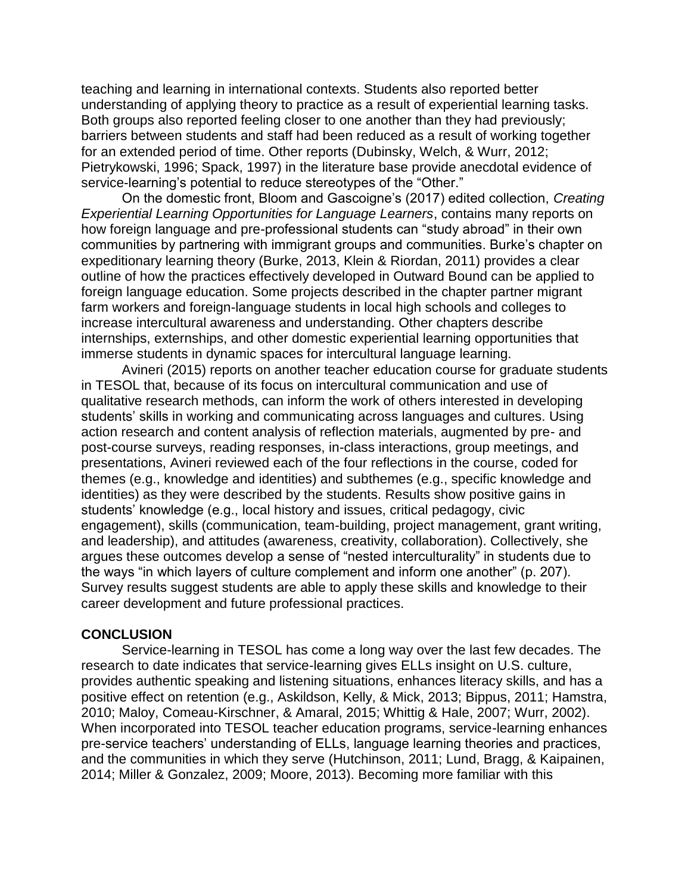teaching and learning in international contexts. Students also reported better understanding of applying theory to practice as a result of experiential learning tasks. Both groups also reported feeling closer to one another than they had previously; barriers between students and staff had been reduced as a result of working together for an extended period of time. Other reports (Dubinsky, Welch, & Wurr, 2012; Pietrykowski, 1996; Spack, 1997) in the literature base provide anecdotal evidence of service-learning's potential to reduce stereotypes of the "Other."

On the domestic front, Bloom and Gascoigne's (2017) edited collection, *Creating Experiential Learning Opportunities for Language Learners*, contains many reports on how foreign language and pre-professional students can "study abroad" in their own communities by partnering with immigrant groups and communities. Burke's chapter on expeditionary learning theory (Burke, 2013, Klein & Riordan, 2011) provides a clear outline of how the practices effectively developed in Outward Bound can be applied to foreign language education. Some projects described in the chapter partner migrant farm workers and foreign-language students in local high schools and colleges to increase intercultural awareness and understanding. Other chapters describe internships, externships, and other domestic experiential learning opportunities that immerse students in dynamic spaces for intercultural language learning.

Avineri (2015) reports on another teacher education course for graduate students in TESOL that, because of its focus on intercultural communication and use of qualitative research methods, can inform the work of others interested in developing students' skills in working and communicating across languages and cultures. Using action research and content analysis of reflection materials, augmented by pre- and post-course surveys, reading responses, in-class interactions, group meetings, and presentations, Avineri reviewed each of the four reflections in the course, coded for themes (e.g., knowledge and identities) and subthemes (e.g., specific knowledge and identities) as they were described by the students. Results show positive gains in students' knowledge (e.g., local history and issues, critical pedagogy, civic engagement), skills (communication, team-building, project management, grant writing, and leadership), and attitudes (awareness, creativity, collaboration). Collectively, she argues these outcomes develop a sense of "nested interculturality" in students due to the ways "in which layers of culture complement and inform one another" (p. 207). Survey results suggest students are able to apply these skills and knowledge to their career development and future professional practices.

## CONCLUSION

Service-learning in TESOL has come a long way over the last few decades. The research to date indicates that service-learning gives ELLs insight on U.S. culture, provides authentic speaking and listening situations, enhances literacy skills, and has a positive effect on retention (e.g., Askildson, Kelly, & Mick, 2013; Bippus, 2011; Hamstra, 2010; Maloy, Comeau-Kirschner, & Amaral, 2015; Whittig & Hale, 2007; Wurr, 2002). When incorporated into TESOL teacher education programs, service-learning enhances pre-service teachers' understanding of ELLs, language learning theories and practices, and the communities in which they serve (Hutchinson, 2011; Lund, Bragg, & Kaipainen, 2014; Miller & Gonzalez, 2009; Moore, 2013). Becoming more familiar with this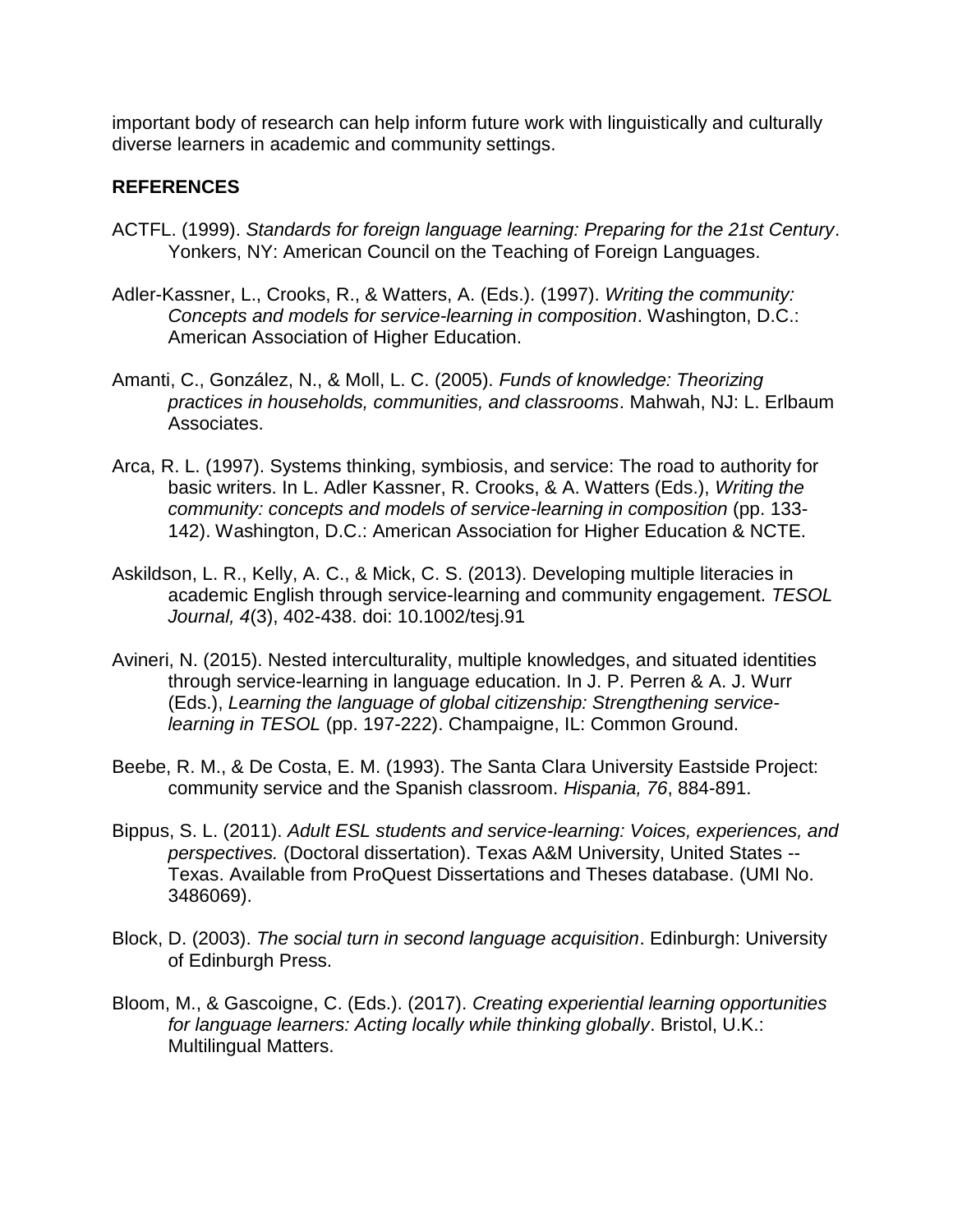important body of research can help inform future work with linguistically and culturally diverse learners in academic and community settings.

## REFERENCES

ACTFL. (1999). *Standards for foreign language learning: Preparing for the 21st Century*. Yonkers, NY: American Council on the Teaching of Foreign Languages.

Adler-Kassner, L., Crooks, R., & Watters, A. (Eds.). (1997). *Writing the community: Concepts and models for service-learning in composition*. Washington, D.C.: American Association of Higher Education.

Amanti, C., González, N., & Moll, L. C. (2005). *Funds of knowledge: Theorizing practices in households, communities, and classrooms*. Mahwah, NJ: L. Erlbaum Associates.

Arca, R. L. (1997). Systems thinking, symbiosis, and service: The road to authority for basic writers. In L. Adler Kassner, R. Crooks, & A. Watters (Eds.), *Writing the community: concepts and models of service-learning in composition* (pp. 133-142). Washington, D.C.: American Association for Higher Education & NCTE.

Askildson, L. R., Kelly, A. C., & Mick, C. S. (2013). Developing multiple literacies in academic English through service-learning and community engagement. *TESOL Journal, 4*(3), 402-438. doi: 10.1002/tesj.91

Avineri, N. (2015). Nested interculturality, multiple knowledges, and situated identities through service-learning in language education. In J. P. Perren & A. J. Wurr (Eds.), *Learning the language of global citizenship: Strengthening service-learning in TESOL* (pp. 197-222). Champaigne, IL: Common Ground.

Beebe, R. M., & De Costa, E. M. (1993). The Santa Clara University Eastside Project: community service and the Spanish classroom. *Hispania, 76*, 884-891.

Bippus, S. L. (2011). *Adult ESL students and service-learning: Voices, experiences, and perspectives.* (Doctoral dissertation). Texas A&M University, United States -- Texas. Available from ProQuest Dissertations and Theses database. (UMI No. 3486069).

Block, D. (2003). *The social turn in second language acquisition*. Edinburgh: University of Edinburgh Press.

Bloom, M., & Gascoigne, C. (Eds.). (2017). *Creating experiential learning opportunities for language learners: Acting locally while thinking globally*. Bristol, U.K.: Multilingual Matters.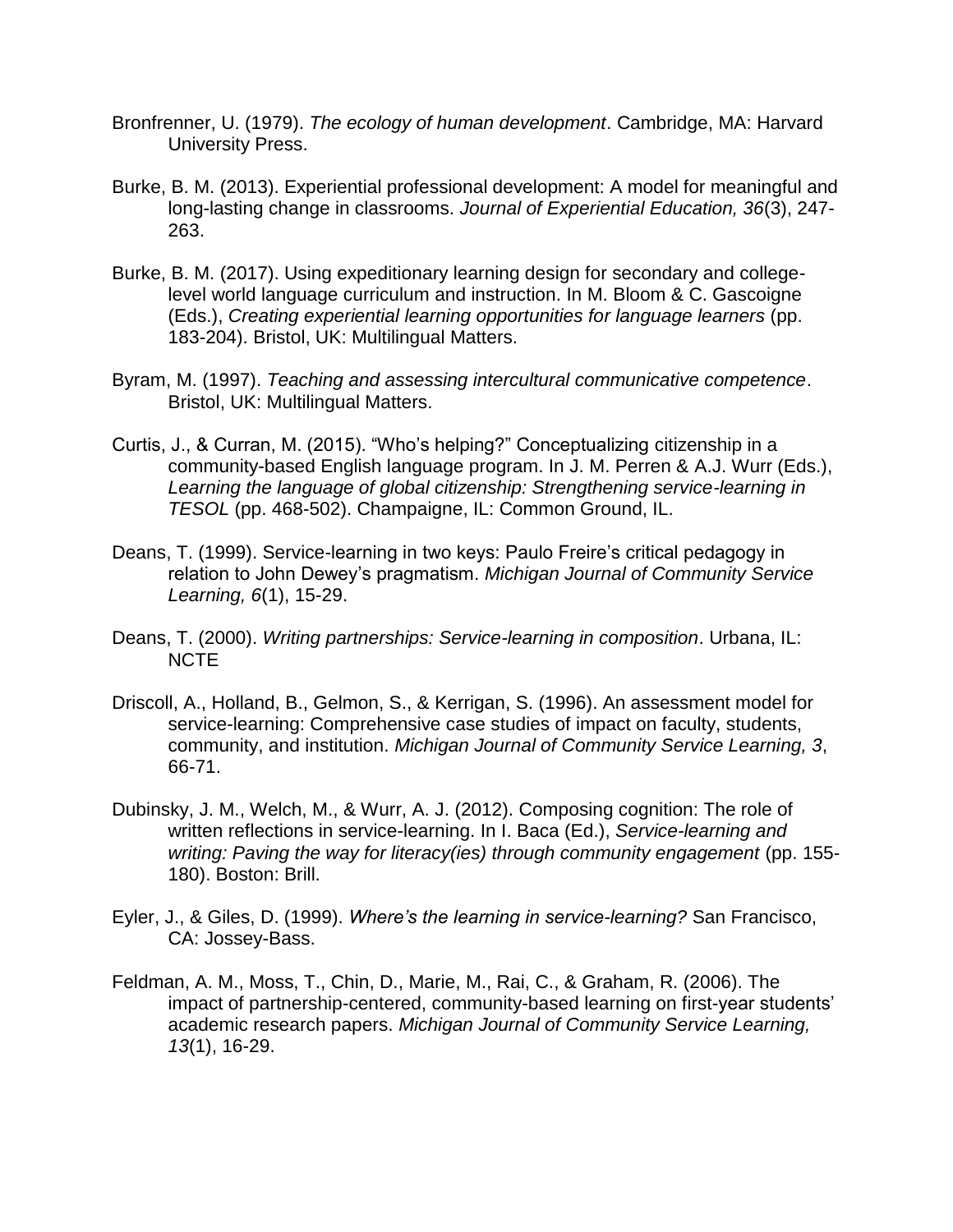Bronfrenner, U. (1979). *The ecology of human development*. Cambridge, MA: Harvard University Press.

Burke, B. M. (2013). Experiential professional development: A model for meaningful and long-lasting change in classrooms. *Journal of Experiential Education, 36*(3), 247-263.

Burke, B. M. (2017). Using expeditionary learning design for secondary and college-level world language curriculum and instruction. In M. Bloom & C. Gascoigne (Eds.), *Creating experiential learning opportunities for language learners* (pp. 183-204). Bristol, UK: Multilingual Matters.

Byram, M. (1997). *Teaching and assessing intercultural communicative competence*. Bristol, UK: Multilingual Matters.

Curtis, J., & Curran, M. (2015). "Who's helping?" Conceptualizing citizenship in a community-based English language program. In J. M. Perren & A.J. Wurr (Eds.), *Learning the language of global citizenship: Strengthening service-learning in TESOL* (pp. 468-502). Champaigne, IL: Common Ground, IL.

Deans, T. (1999). Service-learning in two keys: Paulo Freire's critical pedagogy in relation to John Dewey's pragmatism. *Michigan Journal of Community Service Learning, 6*(1), 15-29.

Deans, T. (2000). *Writing partnerships: Service-learning in composition*. Urbana, IL: NCTE

Driscoll, A., Holland, B., Gelmon, S., & Kerrigan, S. (1996). An assessment model for service-learning: Comprehensive case studies of impact on faculty, students, community, and institution. *Michigan Journal of Community Service Learning, 3*, 66-71.

Dubinsky, J. M., Welch, M., & Wurr, A. J. (2012). Composing cognition: The role of written reflections in service-learning. In I. Baca (Ed.), *Service-learning and writing: Paving the way for literacy(ies) through community engagement* (pp. 155-180). Boston: Brill.

Eyler, J., & Giles, D. (1999). *Where's the learning in service-learning?* San Francisco, CA: Jossey-Bass.

Feldman, A. M., Moss, T., Chin, D., Marie, M., Rai, C., & Graham, R. (2006). The impact of partnership-centered, community-based learning on first-year students' academic research papers. *Michigan Journal of Community Service Learning, 13*(1), 16-29.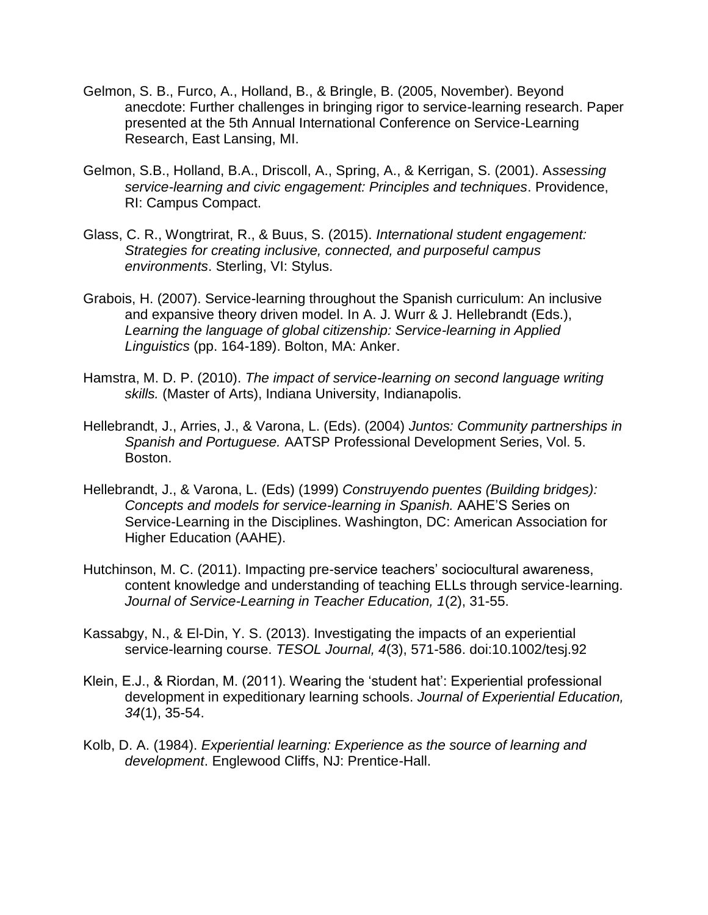Gelmon, S. B., Furco, A., Holland, B., & Bringle, B. (2005, November). Beyond anecdote: Further challenges in bringing rigor to service-learning research. Paper presented at the 5th Annual International Conference on Service-Learning Research, East Lansing, MI.

Gelmon, S.B., Holland, B.A., Driscoll, A., Spring, A., & Kerrigan, S. (2001). *Assessing service-learning and civic engagement: Principles and techniques*. Providence, RI: Campus Compact.

Glass, C. R., Wongtrirat, R., & Buus, S. (2015). *International student engagement: Strategies for creating inclusive, connected, and purposeful campus environments*. Sterling, VI: Stylus.

Grabois, H. (2007). Service-learning throughout the Spanish curriculum: An inclusive and expansive theory driven model. In A. J. Wurr & J. Hellebrandt (Eds.), *Learning the language of global citizenship: Service-learning in Applied Linguistics* (pp. 164-189). Bolton, MA: Anker.

Hamstra, M. D. P. (2010). *The impact of service-learning on second language writing skills.* (Master of Arts), Indiana University, Indianapolis.

Hellebrandt, J., Arries, J., & Varona, L. (Eds). (2004) *Juntos: Community partnerships in Spanish and Portuguese.* AATSP Professional Development Series, Vol. 5. Boston.

Hellebrandt, J., & Varona, L. (Eds) (1999) *Construyendo puentes (Building bridges): Concepts and models for service-learning in Spanish.* AAHE'S Series on Service-Learning in the Disciplines. Washington, DC: American Association for Higher Education (AAHE).

Hutchinson, M. C. (2011). Impacting pre-service teachers' sociocultural awareness, content knowledge and understanding of teaching ELLs through service-learning. *Journal of Service-Learning in Teacher Education, 1*(2), 31-55.

Kassabgy, N., & El-Din, Y. S. (2013). Investigating the impacts of an experiential service-learning course. *TESOL Journal, 4*(3), 571-586. doi:10.1002/tesj.92

Klein, E.J., & Riordan, M. (2011). Wearing the 'student hat': Experiential professional development in expeditionary learning schools. *Journal of Experiential Education, 34*(1), 35-54.

Kolb, D. A. (1984). *Experiential learning: Experience as the source of learning and development*. Englewood Cliffs, NJ: Prentice-Hall.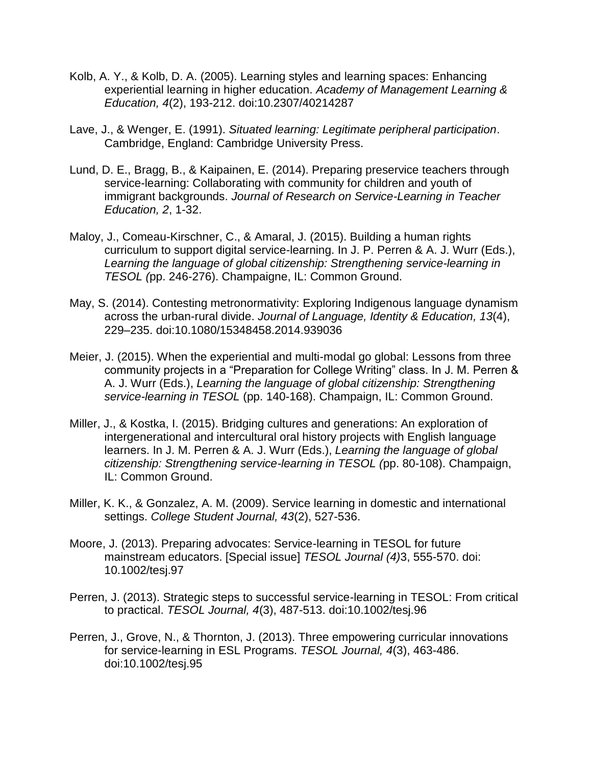Kolb, A. Y., & Kolb, D. A. (2005). Learning styles and learning spaces: Enhancing experiential learning in higher education. *Academy of Management Learning & Education, 4*(2), 193-212. doi:10.2307/40214287

Lave, J., & Wenger, E. (1991). *Situated learning: Legitimate peripheral participation*. Cambridge, England: Cambridge University Press.

Lund, D. E., Bragg, B., & Kaipainen, E. (2014). Preparing preservice teachers through service-learning: Collaborating with community for children and youth of immigrant backgrounds. *Journal of Research on Service-Learning in Teacher Education, 2*, 1-32.

Maloy, J., Comeau-Kirschner, C., & Amaral, J. (2015). Building a human rights curriculum to support digital service-learning. In J. P. Perren & A. J. Wurr (Eds.), *Learning the language of global citizenship: Strengthening service-learning in TESOL (*pp. 246-276). Champaigne, IL: Common Ground.

May, S. (2014). Contesting metronormativity: Exploring Indigenous language dynamism across the urban-rural divide. *Journal of Language, Identity & Education, 13*(4), 229–235. doi:10.1080/15348458.2014.939036

Meier, J. (2015). When the experiential and multi-modal go global: Lessons from three community projects in a "Preparation for College Writing" class. In J. M. Perren & A. J. Wurr (Eds.), *Learning the language of global citizenship: Strengthening service-learning in TESOL* (pp. 140-168). Champaign, IL: Common Ground.

Miller, J., & Kostka, I. (2015). Bridging cultures and generations: An exploration of intergenerational and intercultural oral history projects with English language learners. In J. M. Perren & A. J. Wurr (Eds.), *Learning the language of global citizenship: Strengthening service-learning in TESOL (*pp. 80-108). Champaign, IL: Common Ground.

Miller, K. K., & Gonzalez, A. M. (2009). Service learning in domestic and international settings. *College Student Journal, 43*(2), 527-536.

Moore, J. (2013). Preparing advocates: Service-learning in TESOL for future mainstream educators. [Special issue] *TESOL Journal (4)*3, 555-570. doi: 10.1002/tesj.97

Perren, J. (2013). Strategic steps to successful service-learning in TESOL: From critical to practical. *TESOL Journal, 4*(3), 487-513. doi:10.1002/tesj.96

Perren, J., Grove, N., & Thornton, J. (2013). Three empowering curricular innovations for service-learning in ESL Programs. *TESOL Journal, 4*(3), 463-486. doi:10.1002/tesj.95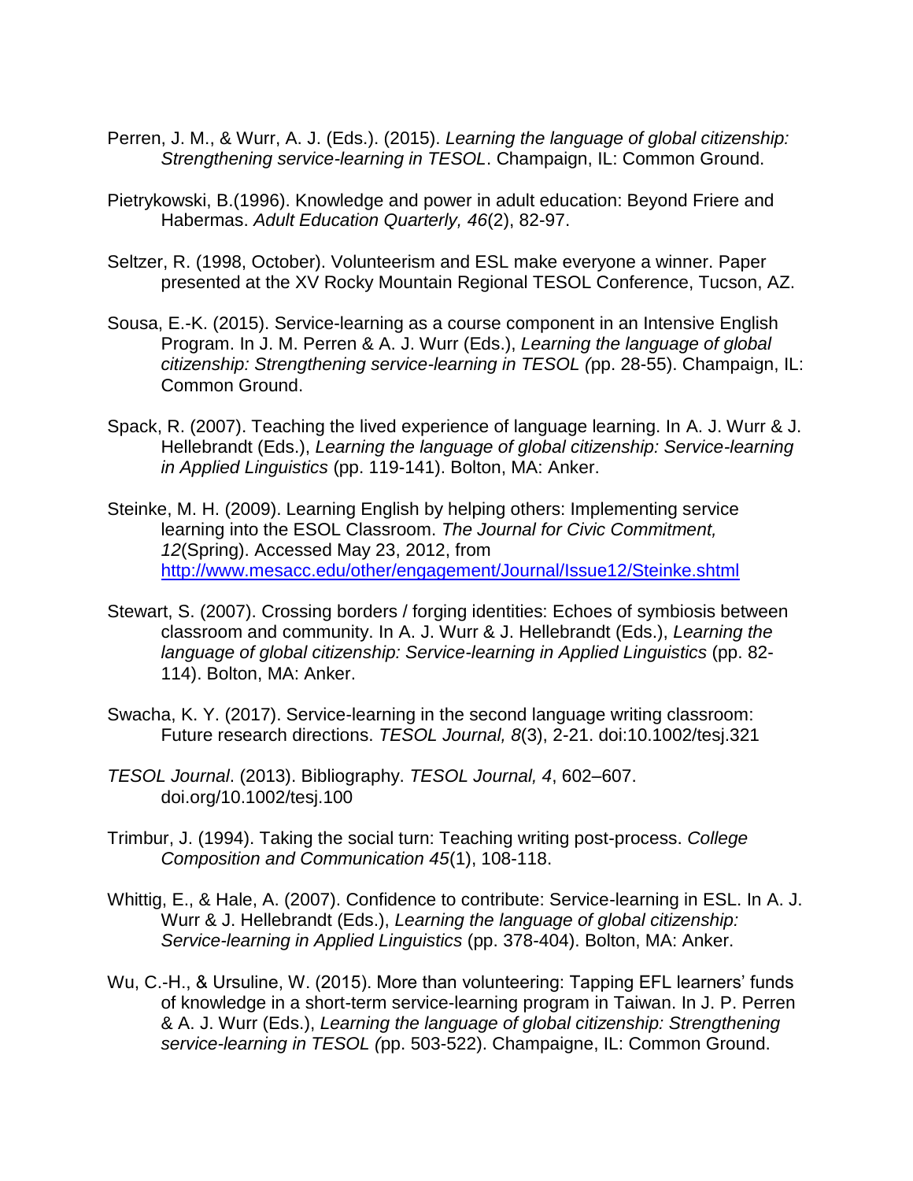Perren, J. M., & Wurr, A. J. (Eds.). (2015). *Learning the language of global citizenship: Strengthening service-learning in TESOL*. Champaign, IL: Common Ground.

Pietrykowski, B.(1996). Knowledge and power in adult education: Beyond Friere and Habermas. *Adult Education Quarterly, 46*(2), 82-97.

Seltzer, R. (1998, October). Volunteerism and ESL make everyone a winner. Paper presented at the XV Rocky Mountain Regional TESOL Conference, Tucson, AZ.

Sousa, E.-K. (2015). Service-learning as a course component in an Intensive English Program. In J. M. Perren & A. J. Wurr (Eds.), *Learning the language of global citizenship: Strengthening service-learning in TESOL (*pp. 28-55). Champaign, IL: Common Ground.

Spack, R. (2007). Teaching the lived experience of language learning. In A. J. Wurr & J. Hellebrandt (Eds.), *Learning the language of global citizenship: Service-learning in Applied Linguistics* (pp. 119-141). Bolton, MA: Anker.

Steinke, M. H. (2009). Learning English by helping others: Implementing service learning into the ESOL Classroom. *The Journal for Civic Commitment, 12*(Spring). Accessed May 23, 2012, from http://www.mesacc.edu/other/engagement/Journal/Issue12/Steinke.shtml

Stewart, S. (2007). Crossing borders / forging identities: Echoes of symbiosis between classroom and community. In A. J. Wurr & J. Hellebrandt (Eds.), *Learning the language of global citizenship: Service-learning in Applied Linguistics* (pp. 82-114). Bolton, MA: Anker.

Swacha, K. Y. (2017). Service-learning in the second language writing classroom: Future research directions. *TESOL Journal, 8*(3), 2-21. doi:10.1002/tesj.321

*TESOL Journal*. (2013). Bibliography. *TESOL Journal, 4*, 602–607. doi.org/10.1002/tesj.100

Trimbur, J. (1994). Taking the social turn: Teaching writing post-process. *College Composition and Communication 45*(1), 108-118.

Whittig, E., & Hale, A. (2007). Confidence to contribute: Service-learning in ESL. In A. J. Wurr & J. Hellebrandt (Eds.), *Learning the language of global citizenship: Service-learning in Applied Linguistics* (pp. 378-404). Bolton, MA: Anker.

Wu, C.-H., & Ursuline, W. (2015). More than volunteering: Tapping EFL learners' funds of knowledge in a short-term service-learning program in Taiwan. In J. P. Perren & A. J. Wurr (Eds.), *Learning the language of global citizenship: Strengthening service-learning in TESOL (*pp. 503-522). Champaigne, IL: Common Ground.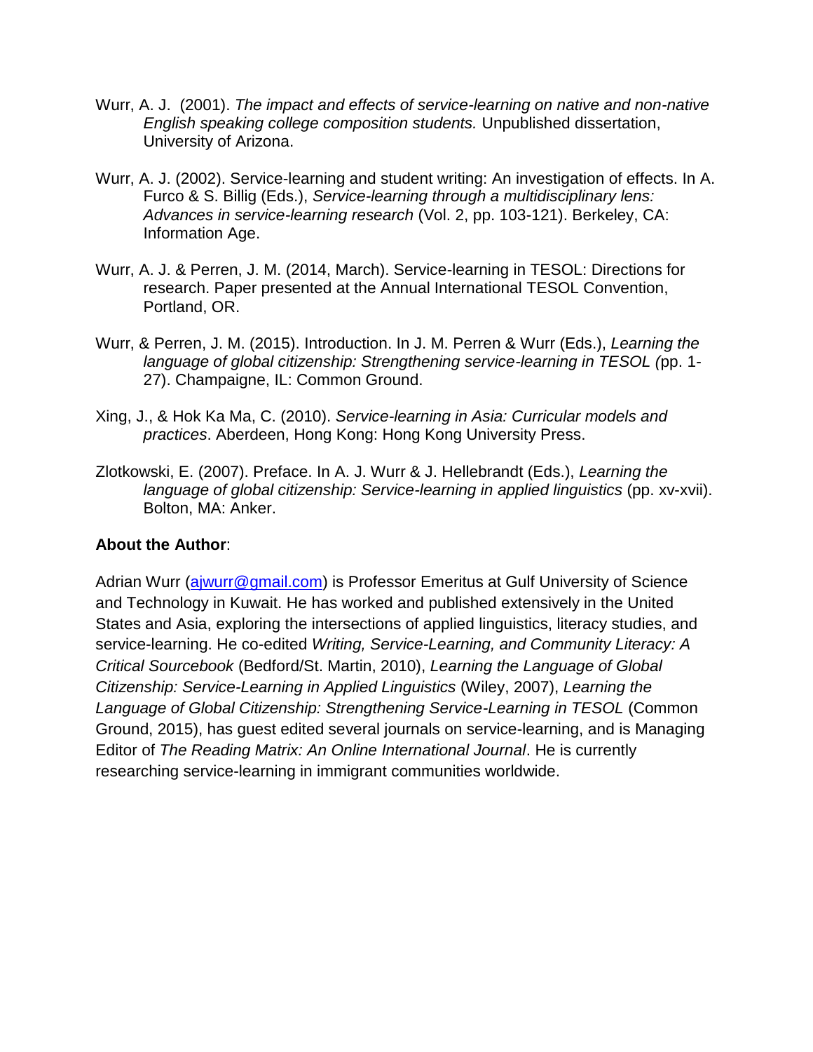Wurr, A. J. (2001). *The impact and effects of service-learning on native and non-native English speaking college composition students.* Unpublished dissertation, University of Arizona.

Wurr, A. J. (2002). Service-learning and student writing: An investigation of effects. In A. Furco & S. Billig (Eds.), *Service-learning through a multidisciplinary lens: Advances in service-learning research* (Vol. 2, pp. 103-121). Berkeley, CA: Information Age.

Wurr, A. J. & Perren, J. M. (2014, March). Service-learning in TESOL: Directions for research. Paper presented at the Annual International TESOL Convention, Portland, OR.

Wurr, & Perren, J. M. (2015). Introduction. In J. M. Perren & Wurr (Eds.), *Learning the language of global citizenship: Strengthening service-learning in TESOL (*pp. 1-27). Champaigne, IL: Common Ground.

Xing, J., & Hok Ka Ma, C. (2010). *Service-learning in Asia: Curricular models and practices*. Aberdeen, Hong Kong: Hong Kong University Press.

Zlotkowski, E. (2007). Preface. In A. J. Wurr & J. Hellebrandt (Eds.), *Learning the language of global citizenship: Service-learning in applied linguistics* (pp. xv-xvii). Bolton, MA: Anker.

**About the Author**:

Adrian Wurr (ajwurr@gmail.com) is Professor Emeritus at Gulf University of Science and Technology in Kuwait. He has worked and published extensively in the United States and Asia, exploring the intersections of applied linguistics, literacy studies, and service-learning. He co-edited *Writing, Service-Learning, and Community Literacy: A Critical Sourcebook* (Bedford/St. Martin, 2010), *Learning the Language of Global Citizenship: Service-Learning in Applied Linguistics* (Wiley, 2007), *Learning the Language of Global Citizenship: Strengthening Service-Learning in TESOL* (Common Ground, 2015), has guest edited several journals on service-learning, and is Managing Editor of *The Reading Matrix: An Online International Journal*. He is currently researching service-learning in immigrant communities worldwide.